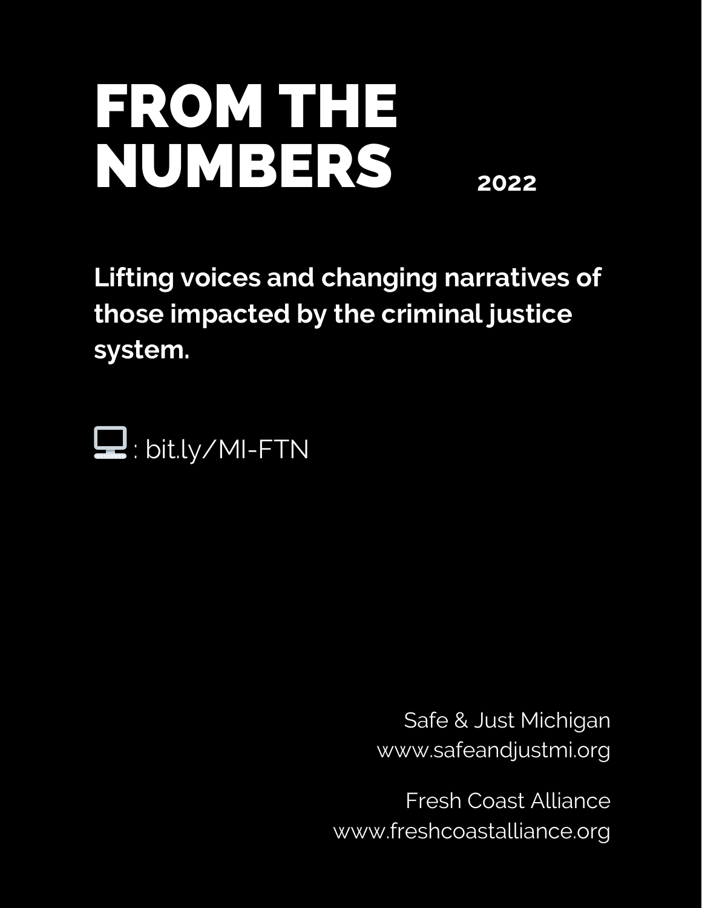# FROM THE NUMBERS

**2022**

**Lifting voices and changing narratives of those impacted by the criminal justice system.**

: bit.ly/MI-FTN

Safe & Just Michigan
www.safeandjustmi.org

Fresh Coast Alliance
www.freshcoastalliance.org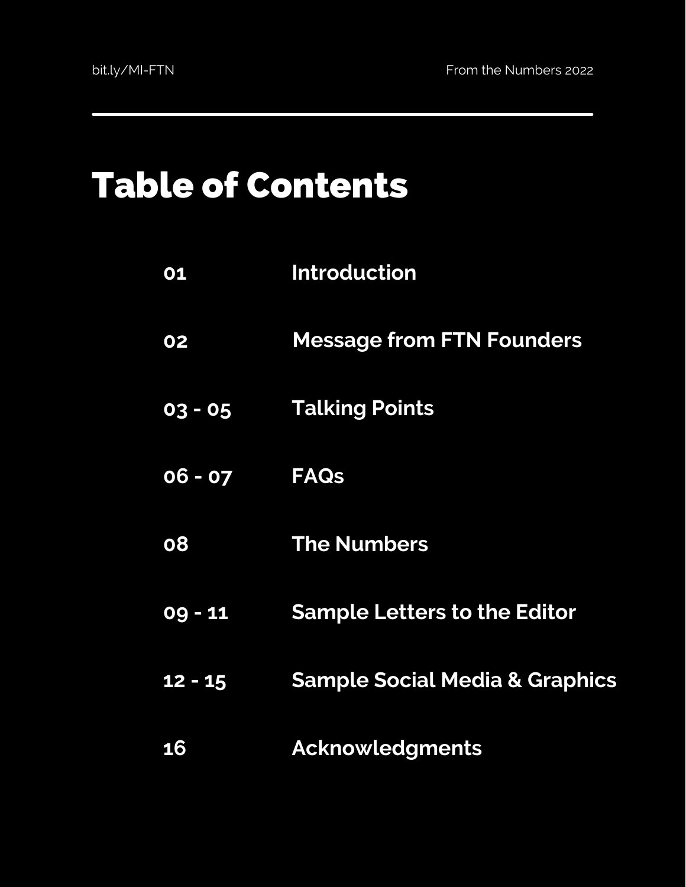# Table of Contents

| | |
|---|---|
| 01 | Introduction |
| 02 | Message from FTN Founders |
| 03 - 05 | Talking Points |
| 06 - 07 | FAQs |
| 08 | The Numbers |
| 09 - 11 | Sample Letters to the Editor |
| 12 - 15 | Sample Social Media & Graphics |
| 16 | Acknowledgments |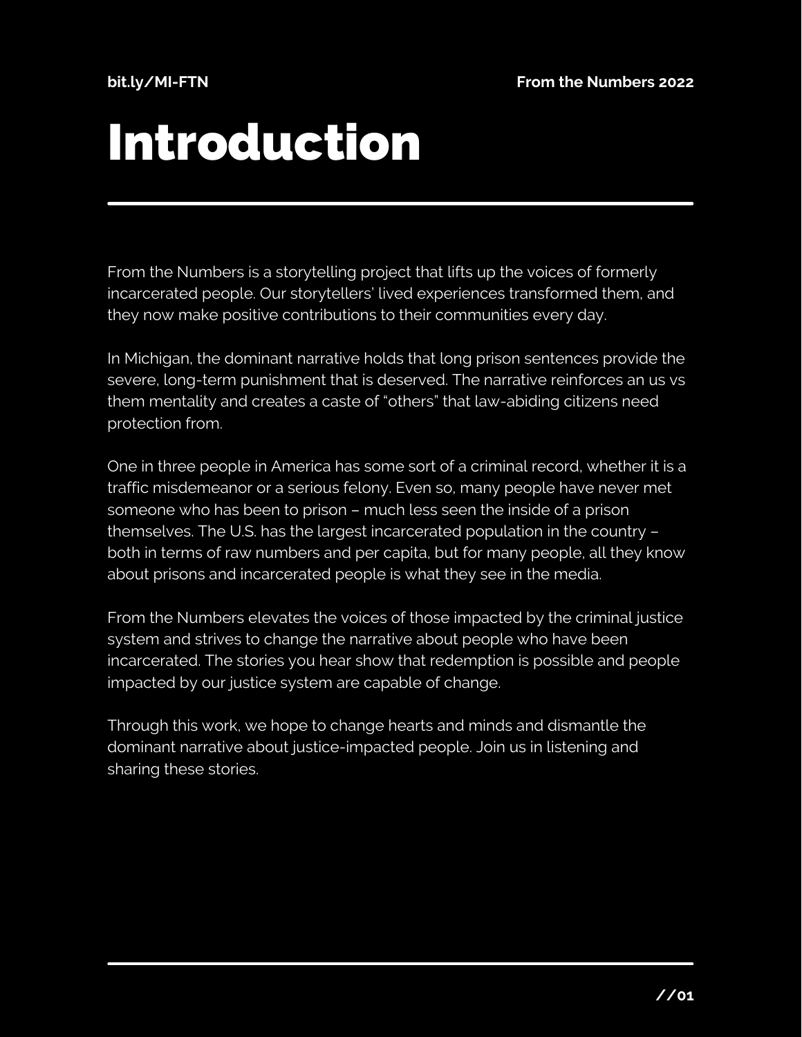# Introduction

From the Numbers is a storytelling project that lifts up the voices of formerly incarcerated people. Our storytellers' lived experiences transformed them, and they now make positive contributions to their communities every day.

In Michigan, the dominant narrative holds that long prison sentences provide the severe, long-term punishment that is deserved. The narrative reinforces an us vs them mentality and creates a caste of "others" that law-abiding citizens need protection from.

One in three people in America has some sort of a criminal record, whether it is a traffic misdemeanor or a serious felony. Even so, many people have never met someone who has been to prison – much less seen the inside of a prison themselves. The U.S. has the largest incarcerated population in the country – both in terms of raw numbers and per capita, but for many people, all they know about prisons and incarcerated people is what they see in the media.

From the Numbers elevates the voices of those impacted by the criminal justice system and strives to change the narrative about people who have been incarcerated. The stories you hear show that redemption is possible and people impacted by our justice system are capable of change.

Through this work, we hope to change hearts and minds and dismantle the dominant narrative about justice-impacted people. Join us in listening and sharing these stories.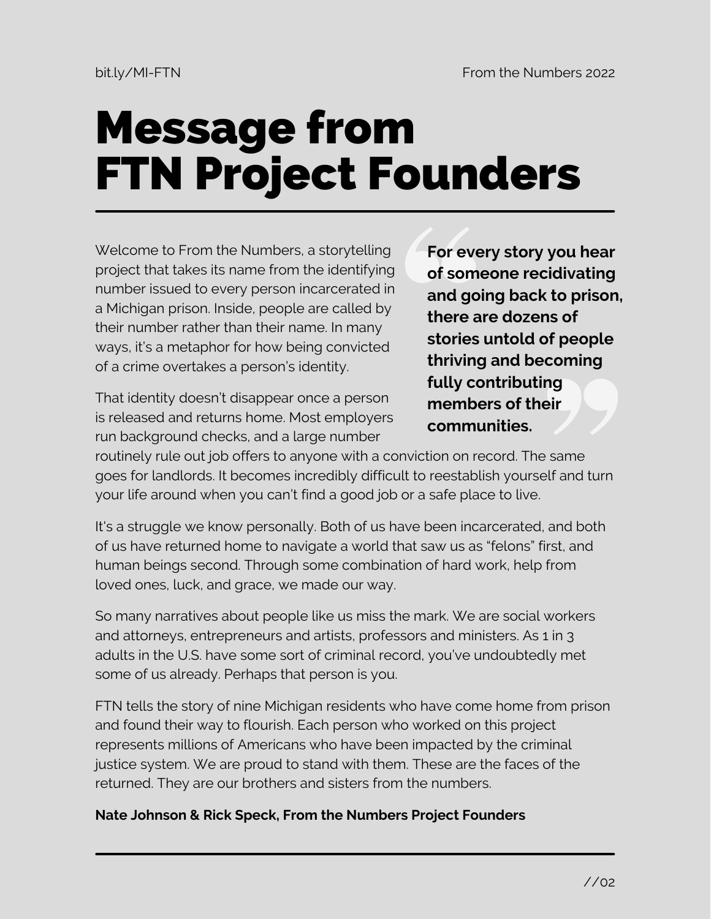# Message from FTN Project Founders

Welcome to From the Numbers, a storytelling project that takes its name from the identifying number issued to every person incarcerated in a Michigan prison. Inside, people are called by their number rather than their name. In many ways, it's a metaphor for how being convicted of a crime overtakes a person's identity.

> **For every story you hear of someone recidivating and going back to prison, there are dozens of stories untold of people thriving and becoming fully contributing members of their communities.**

That identity doesn't disappear once a person is released and returns home. Most employers run background checks, and a large number routinely rule out job offers to anyone with a conviction on record. The same goes for landlords. It becomes incredibly difficult to reestablish yourself and turn your life around when you can't find a good job or a safe place to live.

It's a struggle we know personally. Both of us have been incarcerated, and both of us have returned home to navigate a world that saw us as "felons" first, and human beings second. Through some combination of hard work, help from loved ones, luck, and grace, we made our way.

So many narratives about people like us miss the mark. We are social workers and attorneys, entrepreneurs and artists, professors and ministers. As 1 in 3 adults in the U.S. have some sort of criminal record, you've undoubtedly met some of us already. Perhaps that person is you.

FTN tells the story of nine Michigan residents who have come home from prison and found their way to flourish. Each person who worked on this project represents millions of Americans who have been impacted by the criminal justice system. We are proud to stand with them. These are the faces of the returned. They are our brothers and sisters from the numbers.

**Nate Johnson & Rick Speck, From the Numbers Project Founders**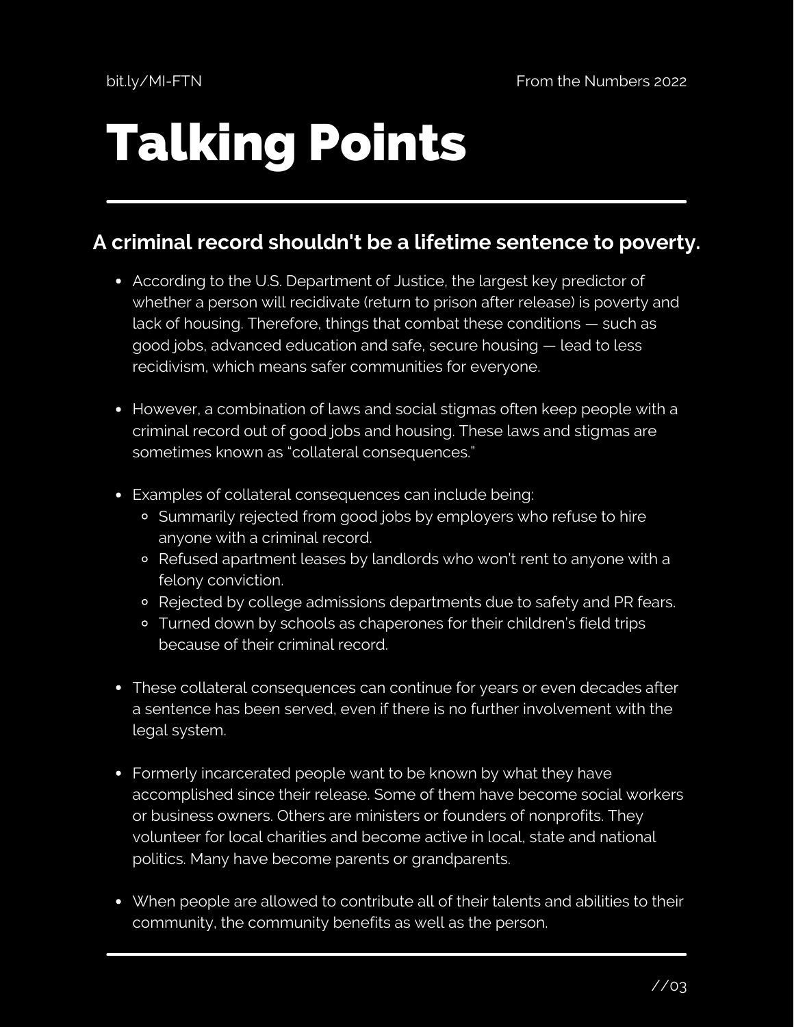# Talking Points

## A criminal record shouldn't be a lifetime sentence to poverty.

- According to the U.S. Department of Justice, the largest key predictor of whether a person will recidivate (return to prison after release) is poverty and lack of housing. Therefore, things that combat these conditions — such as good jobs, advanced education and safe, secure housing — lead to less recidivism, which means safer communities for everyone.

- However, a combination of laws and social stigmas often keep people with a criminal record out of good jobs and housing. These laws and stigmas are sometimes known as "collateral consequences."

- Examples of collateral consequences can include being:
  - Summarily rejected from good jobs by employers who refuse to hire anyone with a criminal record.
  - Refused apartment leases by landlords who won't rent to anyone with a felony conviction.
  - Rejected by college admissions departments due to safety and PR fears.
  - Turned down by schools as chaperones for their children's field trips because of their criminal record.

- These collateral consequences can continue for years or even decades after a sentence has been served, even if there is no further involvement with the legal system.

- Formerly incarcerated people want to be known by what they have accomplished since their release. Some of them have become social workers or business owners. Others are ministers or founders of nonprofits. They volunteer for local charities and become active in local, state and national politics. Many have become parents or grandparents.

- When people are allowed to contribute all of their talents and abilities to their community, the community benefits as well as the person.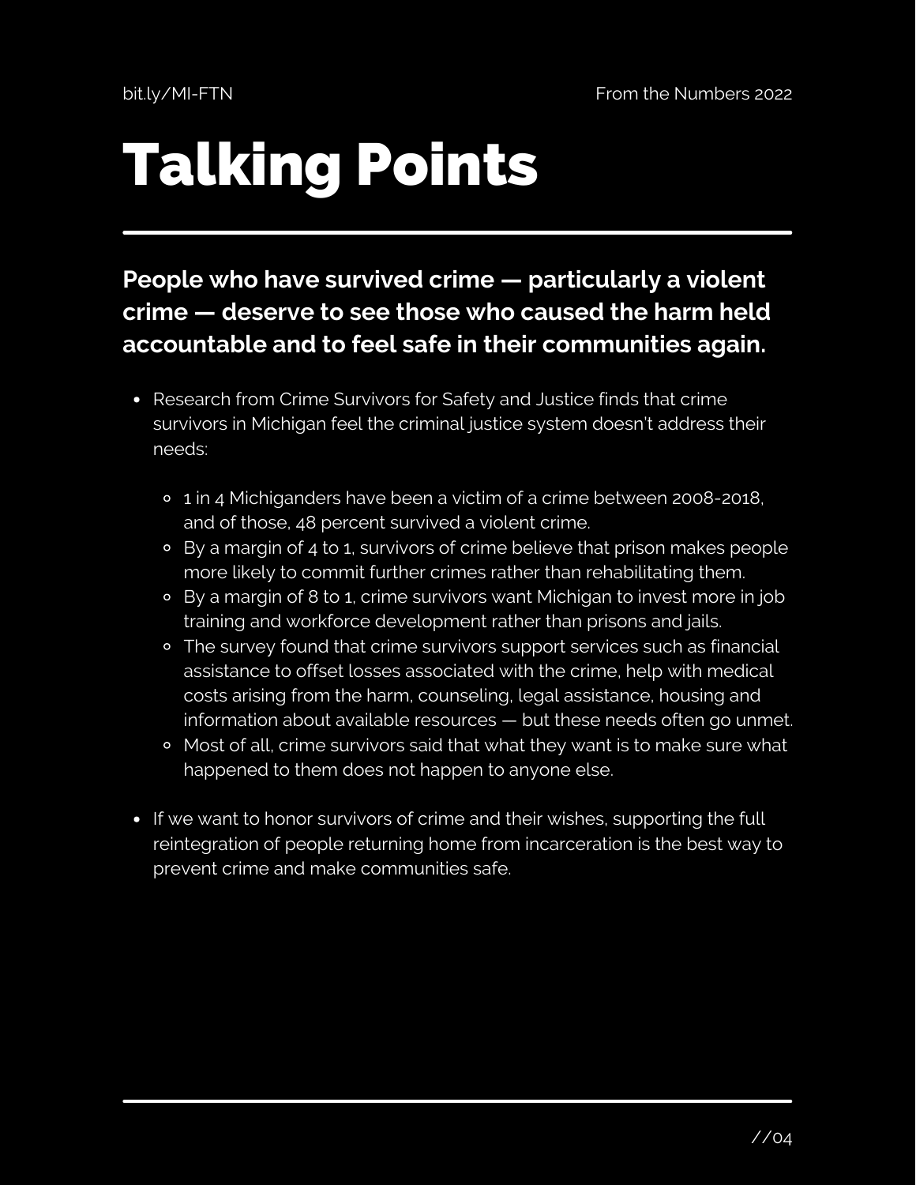# Talking Points

**People who have survived crime — particularly a violent crime — deserve to see those who caused the harm held accountable and to feel safe in their communities again.**

- Research from Crime Survivors for Safety and Justice finds that crime survivors in Michigan feel the criminal justice system doesn't address their needs:
    - 1 in 4 Michiganders have been a victim of a crime between 2008-2018, and of those, 48 percent survived a violent crime.
    - By a margin of 4 to 1, survivors of crime believe that prison makes people more likely to commit further crimes rather than rehabilitating them.
    - By a margin of 8 to 1, crime survivors want Michigan to invest more in job training and workforce development rather than prisons and jails.
    - The survey found that crime survivors support services such as financial assistance to offset losses associated with the crime, help with medical costs arising from the harm, counseling, legal assistance, housing and information about available resources — but these needs often go unmet.
    - Most of all, crime survivors said that what they want is to make sure what happened to them does not happen to anyone else.
- If we want to honor survivors of crime and their wishes, supporting the full reintegration of people returning home from incarceration is the best way to prevent crime and make communities safe.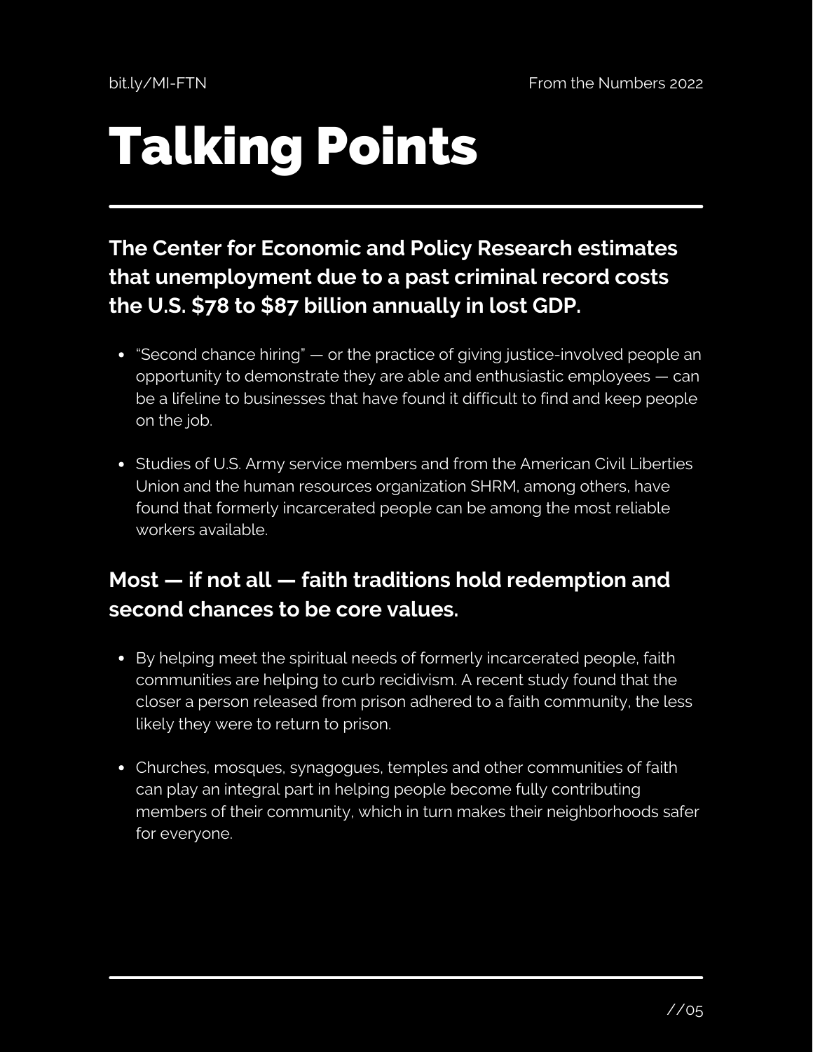# Talking Points

## The Center for Economic and Policy Research estimates that unemployment due to a past criminal record costs the U.S. $78 to $87 billion annually in lost GDP.

- "Second chance hiring" — or the practice of giving justice-involved people an opportunity to demonstrate they are able and enthusiastic employees — can be a lifeline to businesses that have found it difficult to find and keep people on the job.
- Studies of U.S. Army service members and from the American Civil Liberties Union and the human resources organization SHRM, among others, have found that formerly incarcerated people can be among the most reliable workers available.

## Most — if not all — faith traditions hold redemption and second chances to be core values.

- By helping meet the spiritual needs of formerly incarcerated people, faith communities are helping to curb recidivism. A recent study found that the closer a person released from prison adhered to a faith community, the less likely they were to return to prison.
- Churches, mosques, synagogues, temples and other communities of faith can play an integral part in helping people become fully contributing members of their community, which in turn makes their neighborhoods safer for everyone.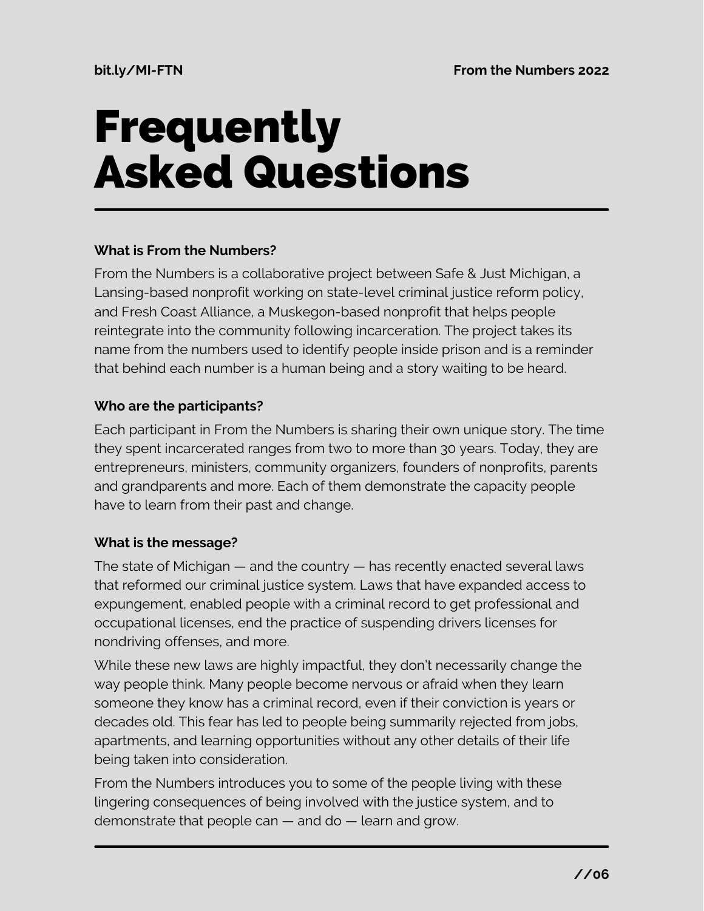# Frequently Asked Questions

**What is From the Numbers?**

From the Numbers is a collaborative project between Safe & Just Michigan, a Lansing-based nonprofit working on state-level criminal justice reform policy, and Fresh Coast Alliance, a Muskegon-based nonprofit that helps people reintegrate into the community following incarceration. The project takes its name from the numbers used to identify people inside prison and is a reminder that behind each number is a human being and a story waiting to be heard.

**Who are the participants?**

Each participant in From the Numbers is sharing their own unique story. The time they spent incarcerated ranges from two to more than 30 years. Today, they are entrepreneurs, ministers, community organizers, founders of nonprofits, parents and grandparents and more. Each of them demonstrate the capacity people have to learn from their past and change.

**What is the message?**

The state of Michigan — and the country — has recently enacted several laws that reformed our criminal justice system. Laws that have expanded access to expungement, enabled people with a criminal record to get professional and occupational licenses, end the practice of suspending drivers licenses for nondriving offenses, and more.

While these new laws are highly impactful, they don't necessarily change the way people think. Many people become nervous or afraid when they learn someone they know has a criminal record, even if their conviction is years or decades old. This fear has led to people being summarily rejected from jobs, apartments, and learning opportunities without any other details of their life being taken into consideration.

From the Numbers introduces you to some of the people living with these lingering consequences of being involved with the justice system, and to demonstrate that people can — and do — learn and grow.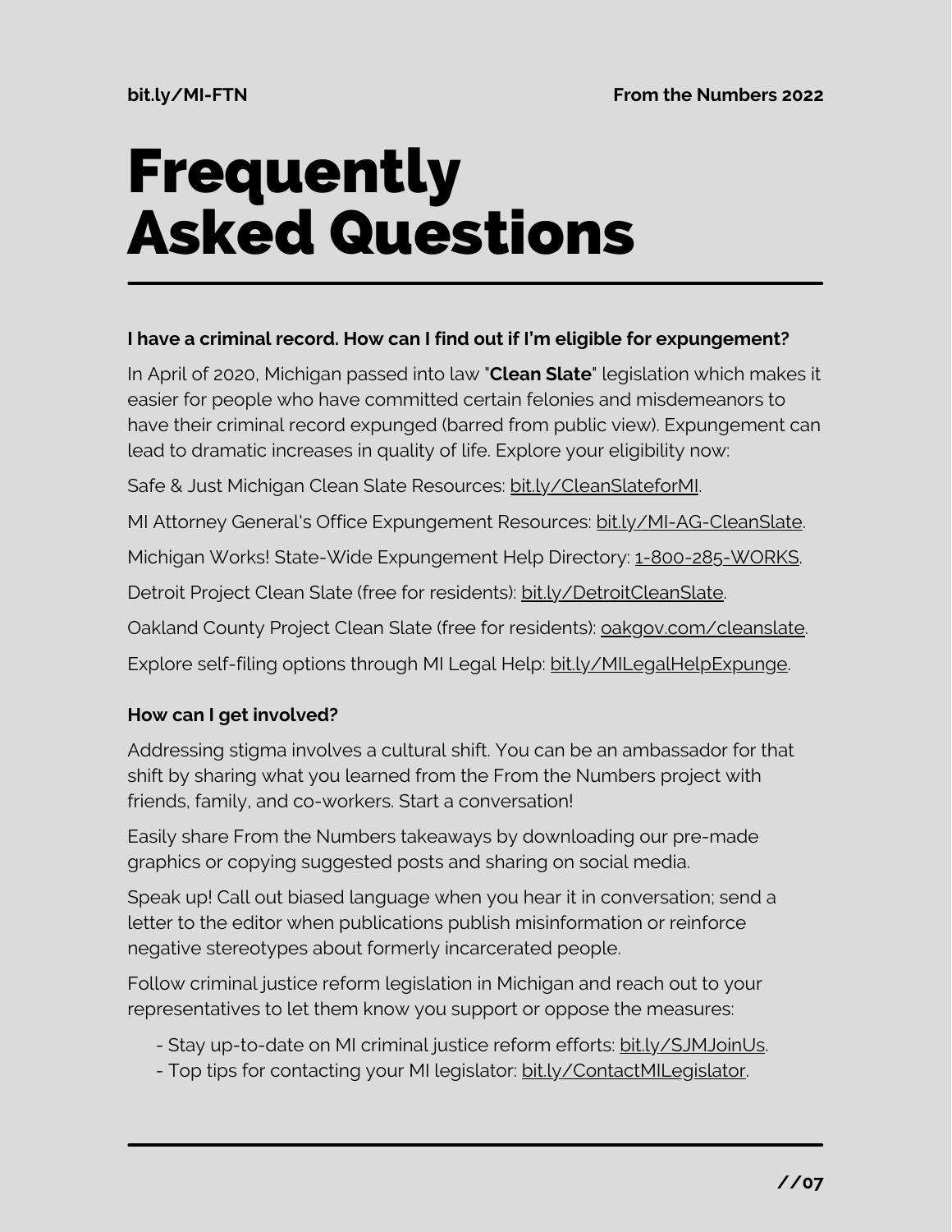# Frequently Asked Questions

**I have a criminal record. How can I find out if I'm eligible for expungement?**

In April of 2020, Michigan passed into law "**Clean Slate**" legislation which makes it easier for people who have committed certain felonies and misdemeanors to have their criminal record expunged (barred from public view). Expungement can lead to dramatic increases in quality of life. Explore your eligibility now:

Safe & Just Michigan Clean Slate Resources: bit.ly/CleanSlateforMI.

MI Attorney General's Office Expungement Resources: bit.ly/MI-AG-CleanSlate.

Michigan Works! State-Wide Expungement Help Directory: 1-800-285-WORKS.

Detroit Project Clean Slate (free for residents): bit.ly/DetroitCleanSlate.

Oakland County Project Clean Slate (free for residents): oakgov.com/cleanslate.

Explore self-filing options through MI Legal Help: bit.ly/MILegalHelpExpunge.

**How can I get involved?**

Addressing stigma involves a cultural shift. You can be an ambassador for that shift by sharing what you learned from the From the Numbers project with friends, family, and co-workers. Start a conversation!

Easily share From the Numbers takeaways by downloading our pre-made graphics or copying suggested posts and sharing on social media.

Speak up! Call out biased language when you hear it in conversation; send a letter to the editor when publications publish misinformation or reinforce negative stereotypes about formerly incarcerated people.

Follow criminal justice reform legislation in Michigan and reach out to your representatives to let them know you support or oppose the measures:

- Stay up-to-date on MI criminal justice reform efforts: bit.ly/SJMJoinUs.
- Top tips for contacting your MI legislator: bit.ly/ContactMILegislator.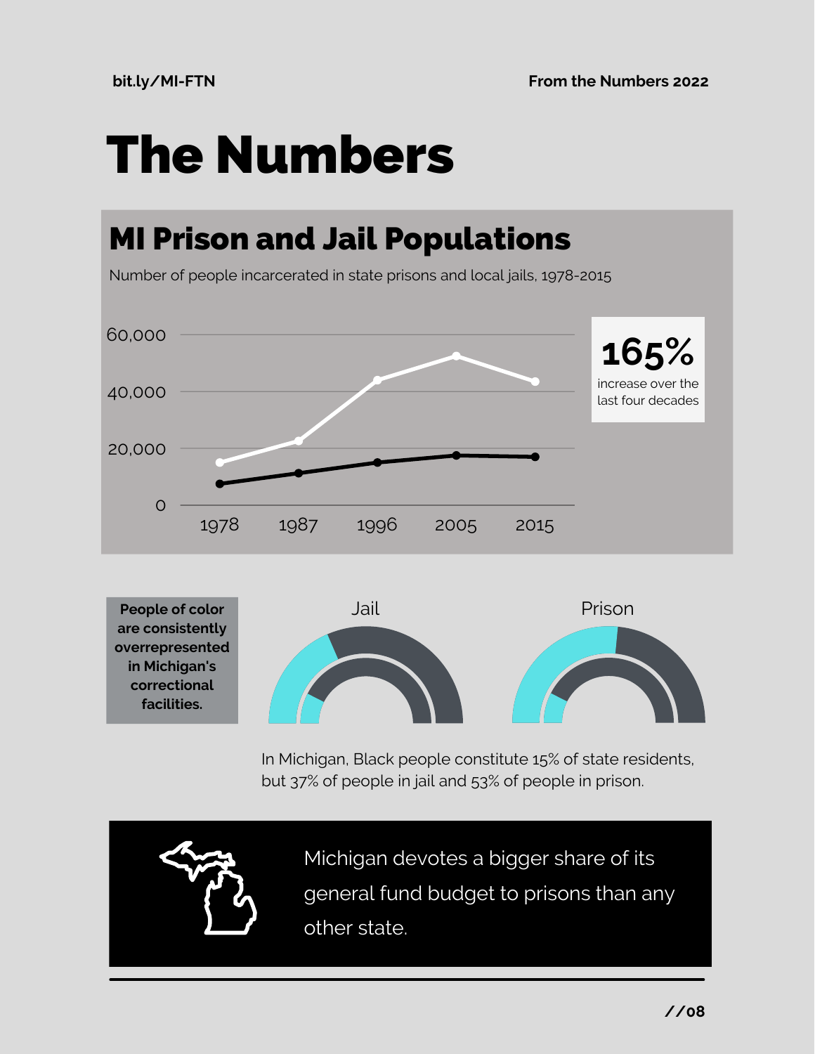# The Numbers

## MI Prison and Jail Populations

Number of people incarcerated in state prisons and local jails, 1978-2015

**165%**

increase over the last four decades

**People of color are consistently overrepresented in Michigan's correctional facilities.**

Jail

Prison

In Michigan, Black people constitute 15% of state residents, but 37% of people in jail and 53% of people in prison.

Michigan devotes a bigger share of its general fund budget to prisons than any other state.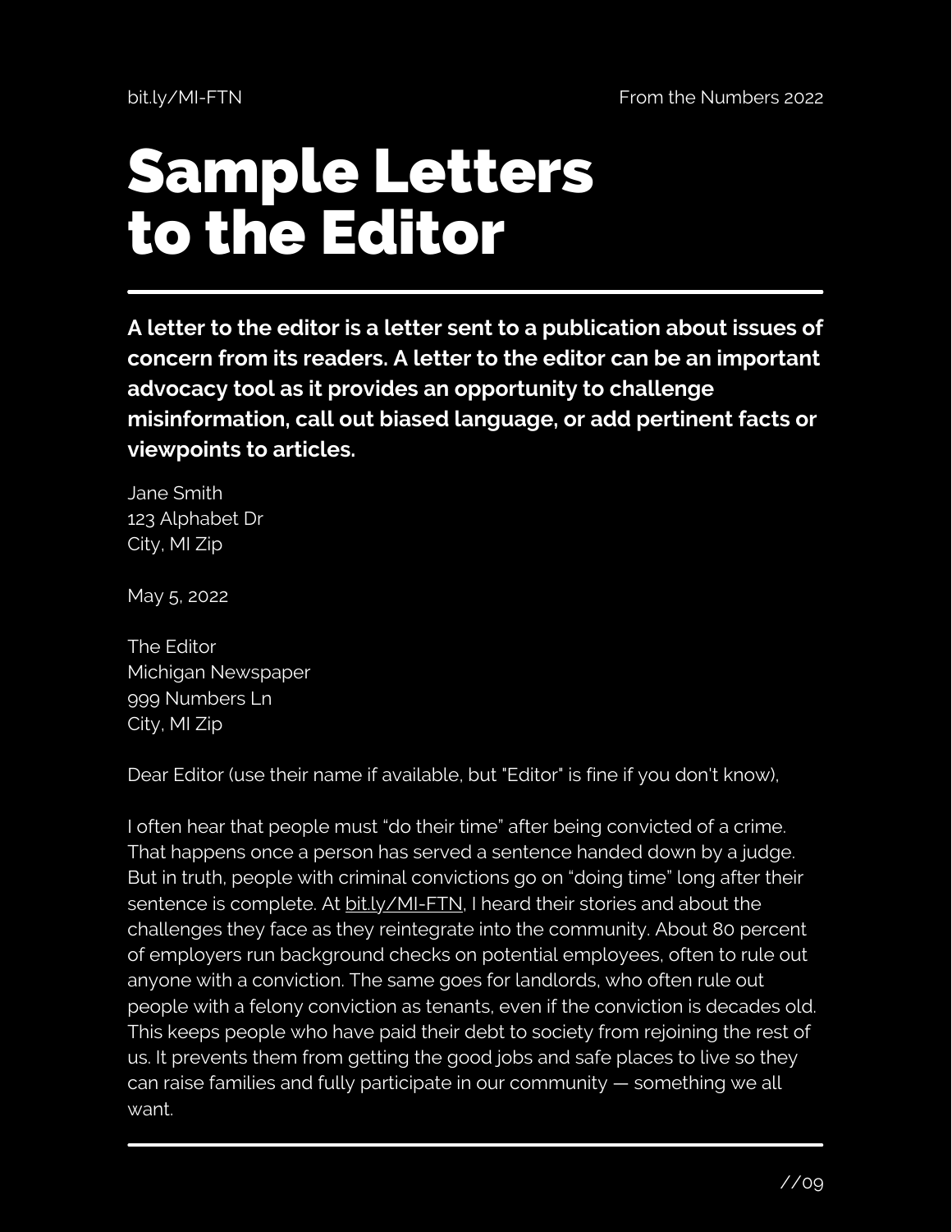# Sample Letters to the Editor

**A letter to the editor is a letter sent to a publication about issues of concern from its readers. A letter to the editor can be an important advocacy tool as it provides an opportunity to challenge misinformation, call out biased language, or add pertinent facts or viewpoints to articles.**

Jane Smith
123 Alphabet Dr
City, MI Zip

May 5, 2022

The Editor
Michigan Newspaper
999 Numbers Ln
City, MI Zip

Dear Editor (use their name if available, but "Editor" is fine if you don't know),

I often hear that people must "do their time" after being convicted of a crime. That happens once a person has served a sentence handed down by a judge. But in truth, people with criminal convictions go on "doing time" long after their sentence is complete. At bit.ly/MI-FTN, I heard their stories and about the challenges they face as they reintegrate into the community. About 80 percent of employers run background checks on potential employees, often to rule out anyone with a conviction. The same goes for landlords, who often rule out people with a felony conviction as tenants, even if the conviction is decades old. This keeps people who have paid their debt to society from rejoining the rest of us. It prevents them from getting the good jobs and safe places to live so they can raise families and fully participate in our community — something we all want.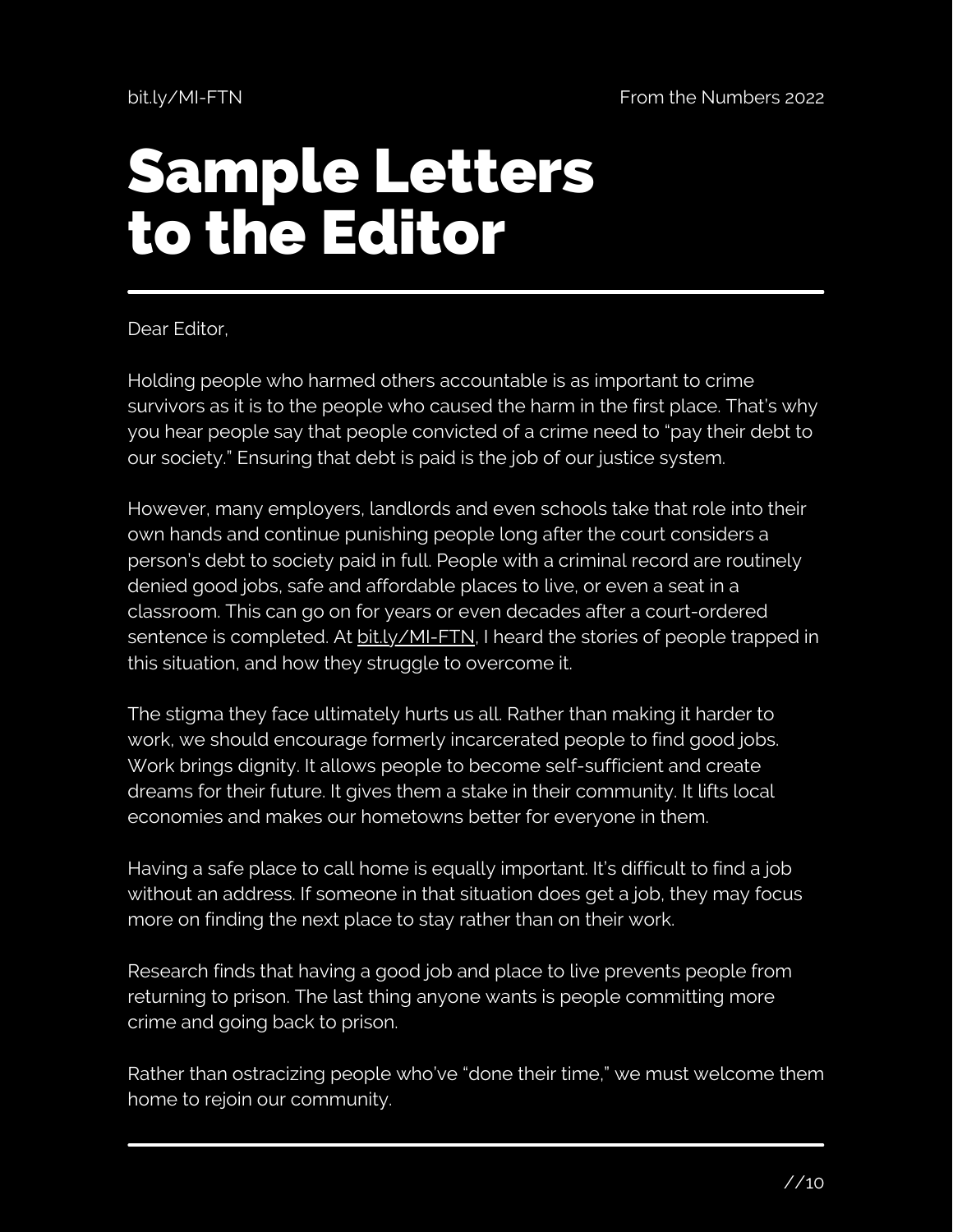# Sample Letters to the Editor

Dear Editor,

Holding people who harmed others accountable is as important to crime survivors as it is to the people who caused the harm in the first place. That's why you hear people say that people convicted of a crime need to "pay their debt to our society." Ensuring that debt is paid is the job of our justice system.

However, many employers, landlords and even schools take that role into their own hands and continue punishing people long after the court considers a person's debt to society paid in full. People with a criminal record are routinely denied good jobs, safe and affordable places to live, or even a seat in a classroom. This can go on for years or even decades after a court-ordered sentence is completed. At bit.ly/MI-FTN, I heard the stories of people trapped in this situation, and how they struggle to overcome it.

The stigma they face ultimately hurts us all. Rather than making it harder to work, we should encourage formerly incarcerated people to find good jobs. Work brings dignity. It allows people to become self-sufficient and create dreams for their future. It gives them a stake in their community. It lifts local economies and makes our hometowns better for everyone in them.

Having a safe place to call home is equally important. It's difficult to find a job without an address. If someone in that situation does get a job, they may focus more on finding the next place to stay rather than on their work.

Research finds that having a good job and place to live prevents people from returning to prison. The last thing anyone wants is people committing more crime and going back to prison.

Rather than ostracizing people who've "done their time," we must welcome them home to rejoin our community.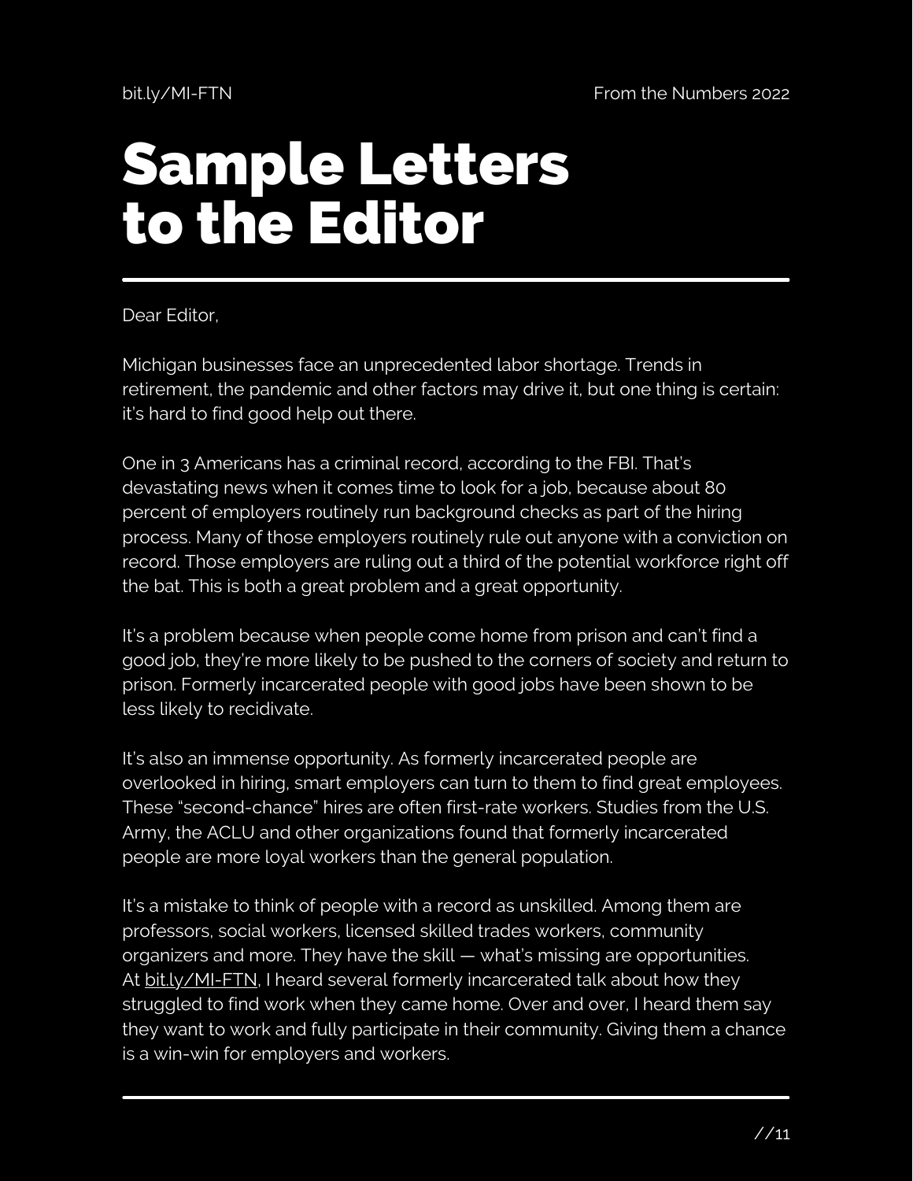# Sample Letters to the Editor

Dear Editor,

Michigan businesses face an unprecedented labor shortage. Trends in retirement, the pandemic and other factors may drive it, but one thing is certain: it's hard to find good help out there.

One in 3 Americans has a criminal record, according to the FBI. That's devastating news when it comes time to look for a job, because about 80 percent of employers routinely run background checks as part of the hiring process. Many of those employers routinely rule out anyone with a conviction on record. Those employers are ruling out a third of the potential workforce right off the bat. This is both a great problem and a great opportunity.

It's a problem because when people come home from prison and can't find a good job, they're more likely to be pushed to the corners of society and return to prison. Formerly incarcerated people with good jobs have been shown to be less likely to recidivate.

It's also an immense opportunity. As formerly incarcerated people are overlooked in hiring, smart employers can turn to them to find great employees. These "second-chance" hires are often first-rate workers. Studies from the U.S. Army, the ACLU and other organizations found that formerly incarcerated people are more loyal workers than the general population.

It's a mistake to think of people with a record as unskilled. Among them are professors, social workers, licensed skilled trades workers, community organizers and more. They have the skill — what's missing are opportunities. At bit.ly/MI-FTN, I heard several formerly incarcerated talk about how they struggled to find work when they came home. Over and over, I heard them say they want to work and fully participate in their community. Giving them a chance is a win-win for employers and workers.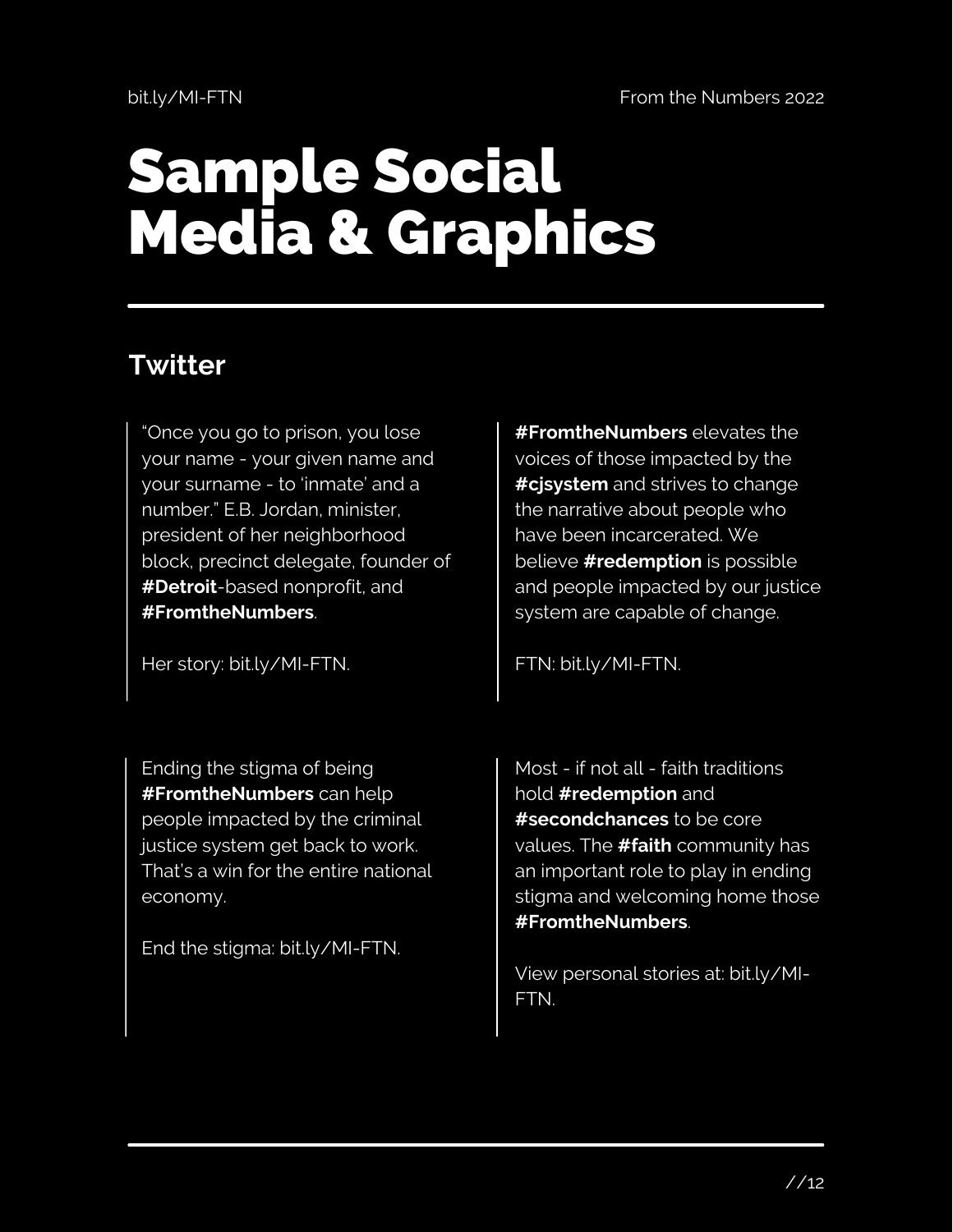# Sample Social Media & Graphics

## Twitter

"Once you go to prison, you lose your name - your given name and your surname - to 'inmate' and a number." E.B. Jordan, minister, president of her neighborhood block, precinct delegate, founder of **#Detroit**-based nonprofit, and **#FromtheNumbers**.

Her story: bit.ly/MI-FTN.

---

**#FromtheNumbers** elevates the voices of those impacted by the **#cjsystem** and strives to change the narrative about people who have been incarcerated. We believe **#redemption** is possible and people impacted by our justice system are capable of change.

FTN: bit.ly/MI-FTN.

---

Ending the stigma of being **#FromtheNumbers** can help people impacted by the criminal justice system get back to work. That's a win for the entire national economy.

End the stigma: bit.ly/MI-FTN.

---

Most - if not all - faith traditions hold **#redemption** and **#secondchances** to be core values. The **#faith** community has an important role to play in ending stigma and welcoming home those **#FromtheNumbers**.

View personal stories at: bit.ly/MI-FTN.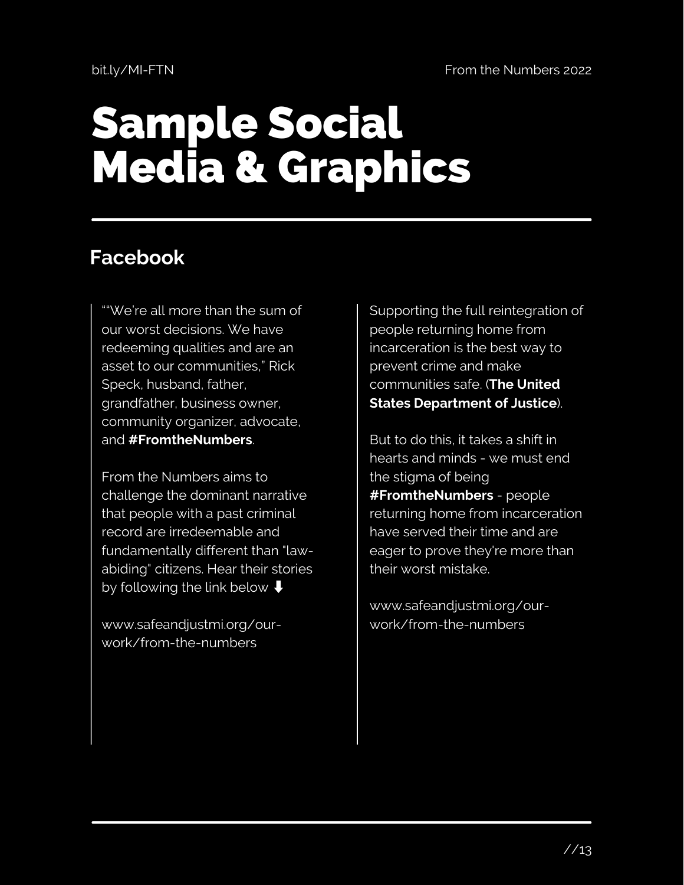# Sample Social Media & Graphics

## Facebook

""We're all more than the sum of our worst decisions. We have redeeming qualities and are an asset to our communities," Rick Speck, husband, father, grandfather, business owner, community organizer, advocate, and **#FromtheNumbers**.

From the Numbers aims to challenge the dominant narrative that people with a past criminal record are irredeemable and fundamentally different than "law-abiding" citizens. Hear their stories by following the link below ⬇

www.safeandjustmi.org/our-work/from-the-numbers

Supporting the full reintegration of people returning home from incarceration is the best way to prevent crime and make communities safe. (**The United States Department of Justice**).

But to do this, it takes a shift in hearts and minds - we must end the stigma of being **#FromtheNumbers** - people returning home from incarceration have served their time and are eager to prove they're more than their worst mistake.

www.safeandjustmi.org/our-work/from-the-numbers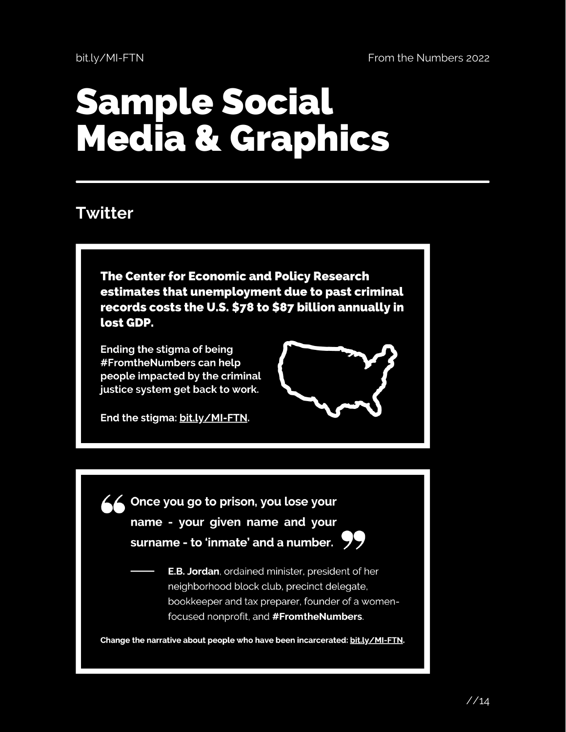# Sample Social Media & Graphics

## Twitter

**The Center for Economic and Policy Research estimates that unemployment due to past criminal records costs the U.S. $78 to $87 billion annually in lost GDP.**

**Ending the stigma of being #FromtheNumbers can help people impacted by the criminal justice system get back to work.**

**End the stigma: bit.ly/MI-FTN.**

> **Once you go to prison, you lose your name - your given name and your surname - to 'inmate' and a number.**
>
> — **E.B. Jordan**, ordained minister, president of her neighborhood block club, precinct delegate, bookkeeper and tax preparer, founder of a women-focused nonprofit, and **#FromtheNumbers**.

**Change the narrative about people who have been incarcerated: bit.ly/MI-FTN.**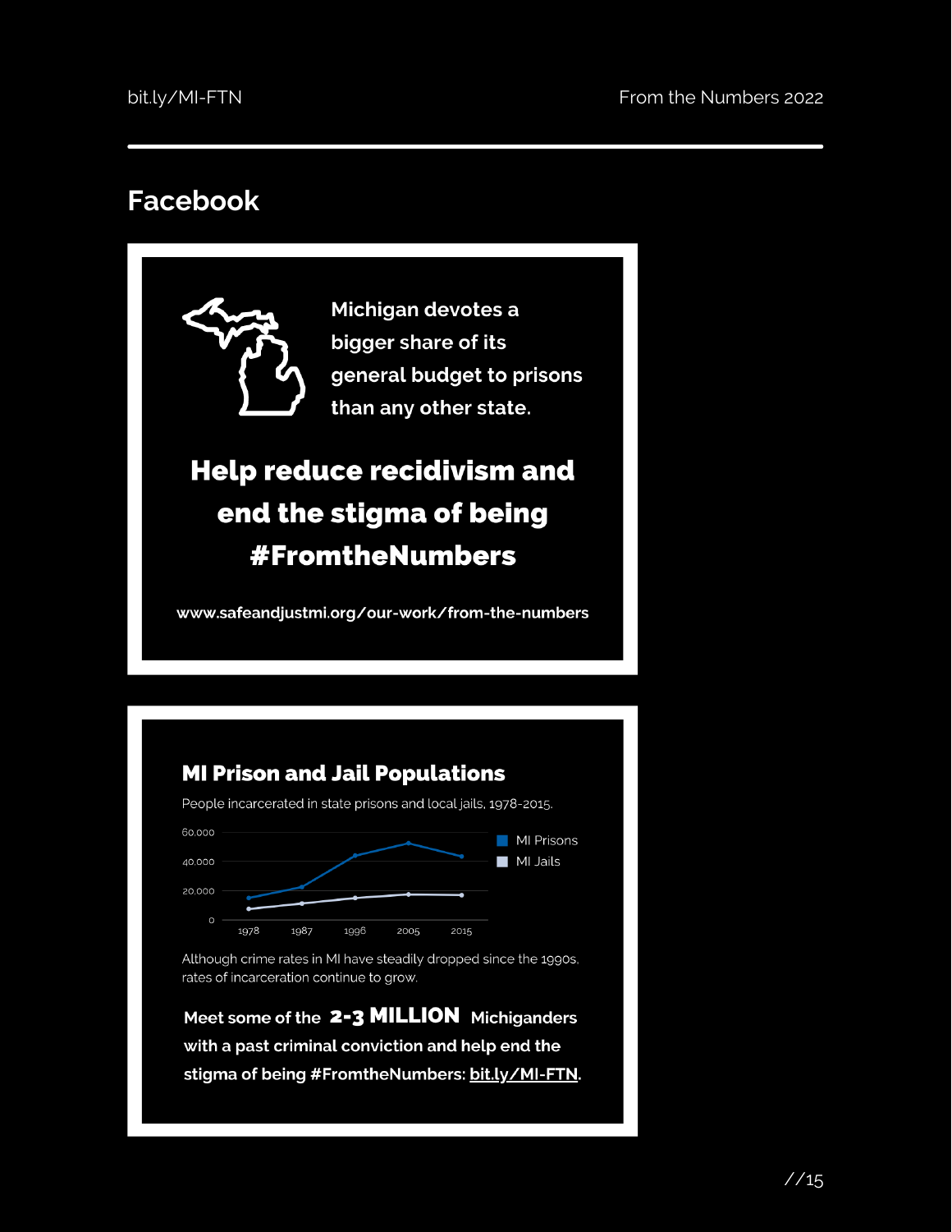# Facebook

Michigan devotes a bigger share of its general budget to prisons than any other state.

**Help reduce recidivism and end the stigma of being #FromtheNumbers**

www.safeandjustmi.org/our-work/from-the-numbers

**MI Prison and Jail Populations**

People incarcerated in state prisons and local jails, 1978-2015.

Although crime rates in MI have steadily dropped since the 1990s, rates of incarceration continue to grow.

**Meet some of the 2-3 MILLION Michiganders with a past criminal conviction and help end the stigma of being #FromtheNumbers: bit.ly/MI-FTN.**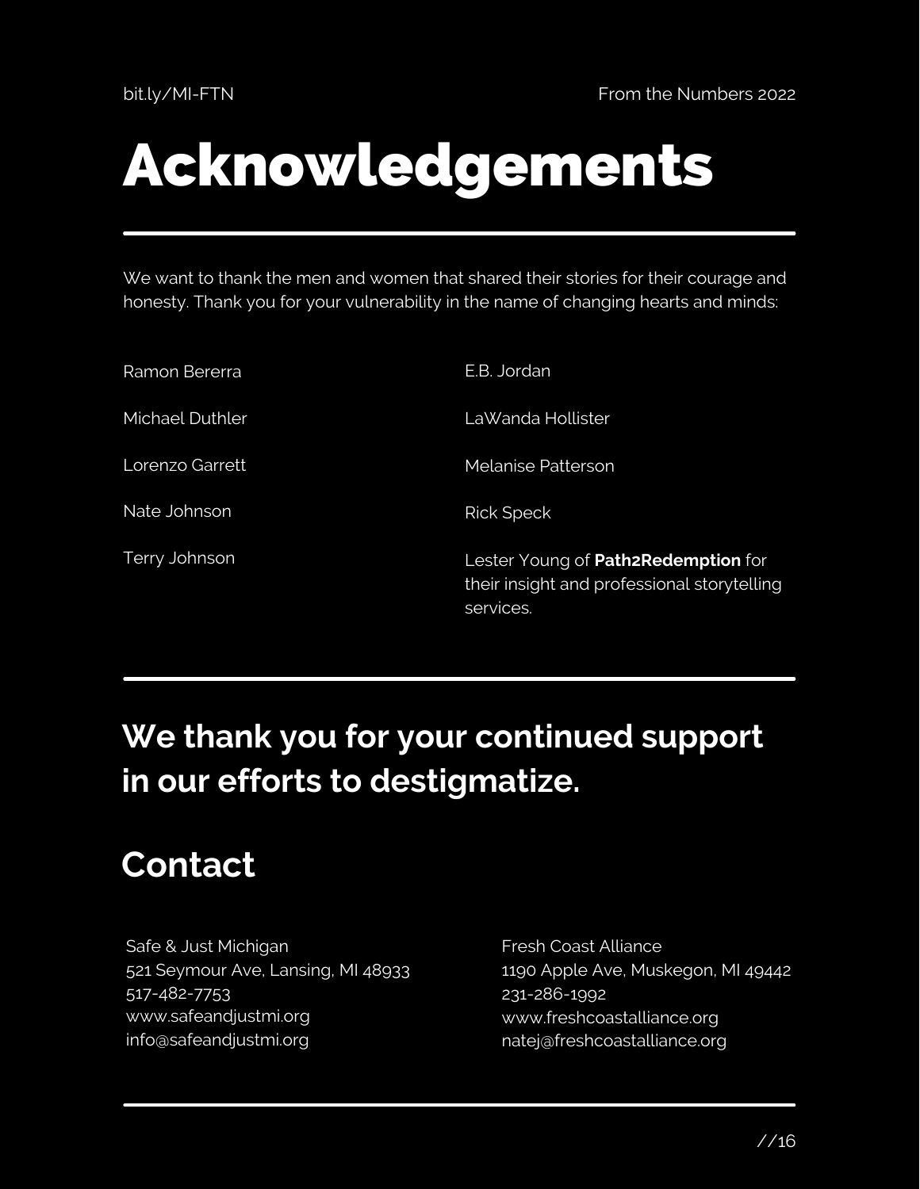# Acknowledgements

We want to thank the men and women that shared their stories for their courage and honesty. Thank you for your vulnerability in the name of changing hearts and minds:

Ramon Bererra

Michael Duthler

Lorenzo Garrett

Nate Johnson

Terry Johnson

E.B. Jordan

LaWanda Hollister

Melanise Patterson

Rick Speck

Lester Young of **Path2Redemption** for their insight and professional storytelling services.

## We thank you for your continued support in our efforts to destigmatize.

## Contact

Safe & Just Michigan
521 Seymour Ave, Lansing, MI 48933
517-482-7753
www.safeandjustmi.org
info@safeandjustmi.org

Fresh Coast Alliance
1190 Apple Ave, Muskegon, MI 49442
231-286-1992
www.freshcoastalliance.org
natej@freshcoastalliance.org